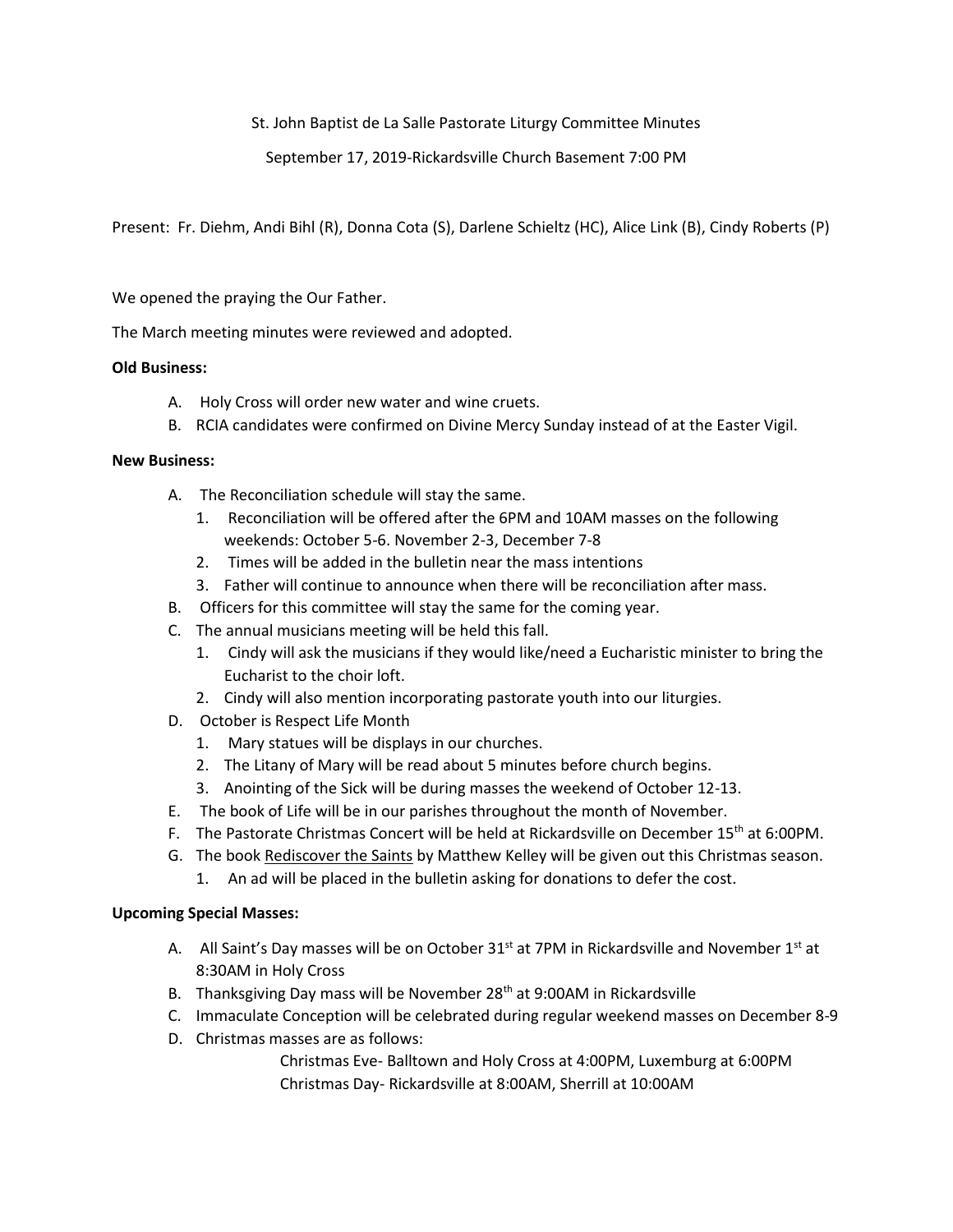St. John Baptist de La Salle Pastorate Liturgy Committee Minutes

September 17, 2019-Rickardsville Church Basement 7:00 PM

Present: Fr. Diehm, Andi Bihl (R), Donna Cota (S), Darlene Schieltz (HC), Alice Link (B), Cindy Roberts (P)

We opened the praying the Our Father.

The March meeting minutes were reviewed and adopted.

**Old Business:**

A. Holy Cross will order new water and wine cruets.
B. RCIA candidates were confirmed on Divine Mercy Sunday instead of at the Easter Vigil.

**New Business:**

A. The Reconciliation schedule will stay the same.
   1. Reconciliation will be offered after the 6PM and 10AM masses on the following weekends: October 5-6. November 2-3, December 7-8
   2. Times will be added in the bulletin near the mass intentions
   3. Father will continue to announce when there will be reconciliation after mass.
B. Officers for this committee will stay the same for the coming year.
C. The annual musicians meeting will be held this fall.
   1. Cindy will ask the musicians if they would like/need a Eucharistic minister to bring the Eucharist to the choir loft.
   2. Cindy will also mention incorporating pastorate youth into our liturgies.
D. October is Respect Life Month
   1. Mary statues will be displays in our churches.
   2. The Litany of Mary will be read about 5 minutes before church begins.
   3. Anointing of the Sick will be during masses the weekend of October 12-13.
E. The book of Life will be in our parishes throughout the month of November.
F. The Pastorate Christmas Concert will be held at Rickardsville on December 15th at 6:00PM.
G. The book Rediscover the Saints by Matthew Kelley will be given out this Christmas season.
   1. An ad will be placed in the bulletin asking for donations to defer the cost.

**Upcoming Special Masses:**

A. All Saint's Day masses will be on October 31st at 7PM in Rickardsville and November 1st at 8:30AM in Holy Cross
B. Thanksgiving Day mass will be November 28th at 9:00AM in Rickardsville
C. Immaculate Conception will be celebrated during regular weekend masses on December 8-9
D. Christmas masses are as follows:

   Christmas Eve- Balltown and Holy Cross at 4:00PM, Luxemburg at 6:00PM
   Christmas Day- Rickardsville at 8:00AM, Sherrill at 10:00AM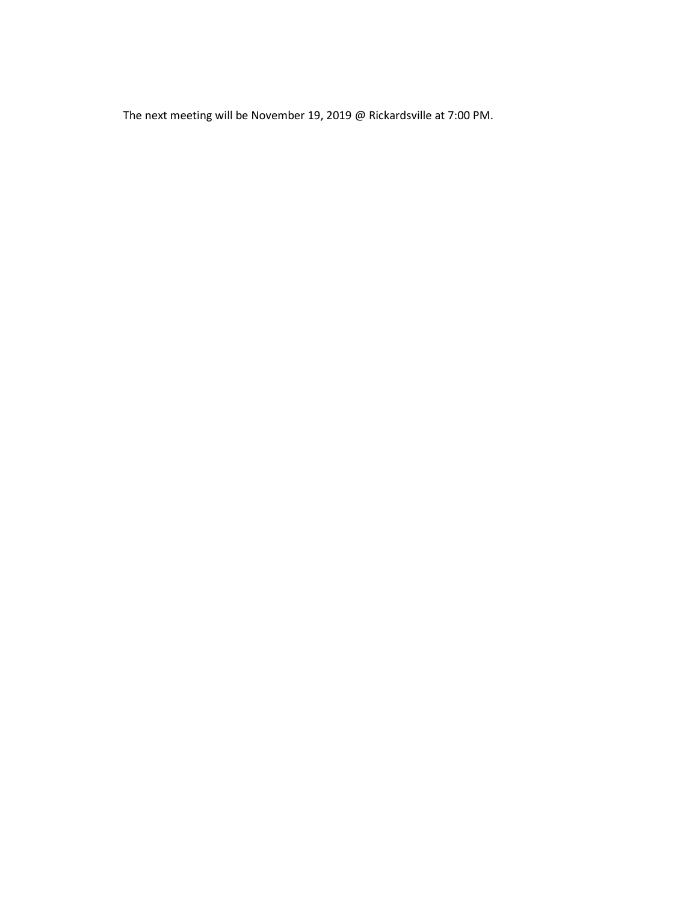The next meeting will be November 19, 2019 @ Rickardsville at 7:00 PM.